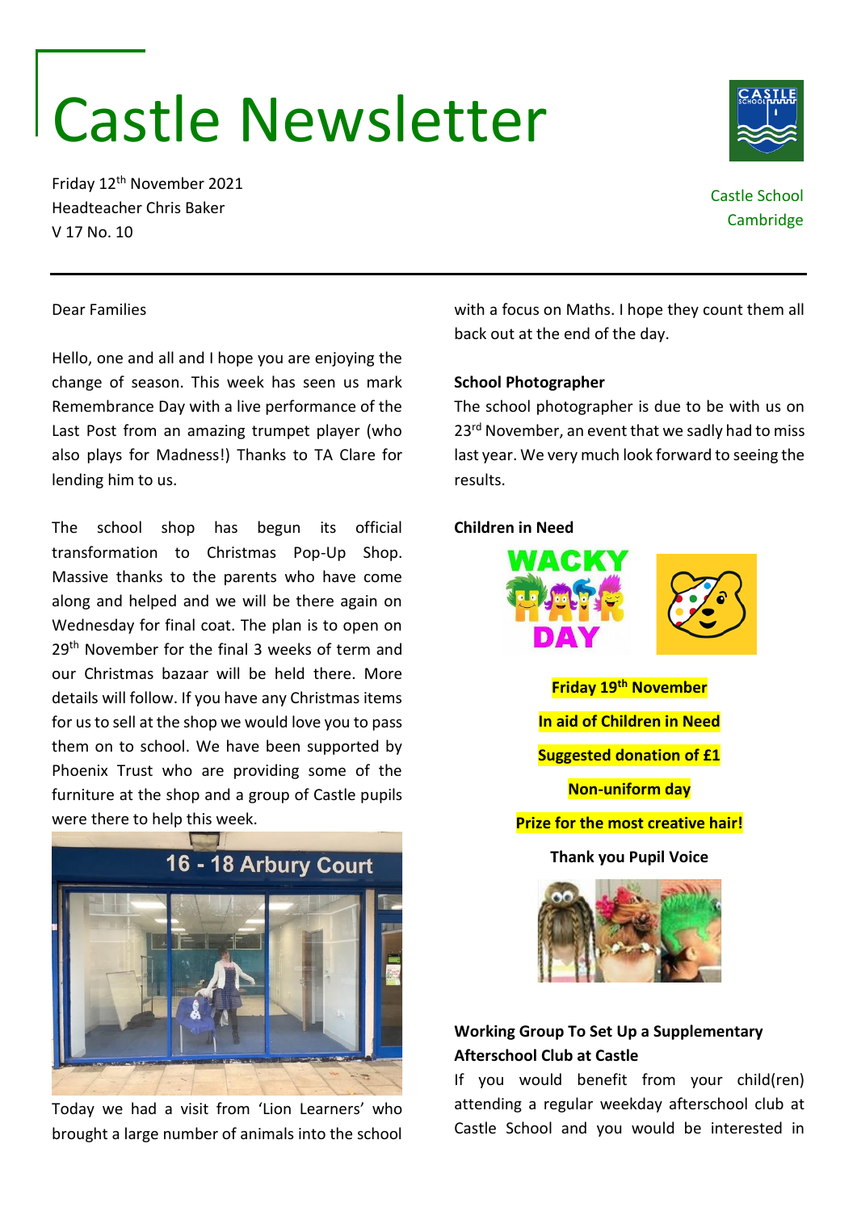# Castle Newsletter

Friday 12th November 2021
Headteacher Chris Baker
V 17 No. 10

Castle School
Cambridge

Dear Families

Hello, one and all and I hope you are enjoying the change of season. This week has seen us mark Remembrance Day with a live performance of the Last Post from an amazing trumpet player (who also plays for Madness!) Thanks to TA Clare for lending him to us.

The school shop has begun its official transformation to Christmas Pop-Up Shop. Massive thanks to the parents who have come along and helped and we will be there again on Wednesday for final coat. The plan is to open on 29th November for the final 3 weeks of term and our Christmas bazaar will be held there. More details will follow. If you have any Christmas items for us to sell at the shop we would love you to pass them on to school. We have been supported by Phoenix Trust who are providing some of the furniture at the shop and a group of Castle pupils were there to help this week.

Today we had a visit from 'Lion Learners' who brought a large number of animals into the school with a focus on Maths. I hope they count them all back out at the end of the day.

**School Photographer**

The school photographer is due to be with us on 23rd November, an event that we sadly had to miss last year. We very much look forward to seeing the results.

**Children in Need**

**Friday 19th November**

**In aid of Children in Need**

**Suggested donation of £1**

**Non-uniform day**

**Prize for the most creative hair!**

**Thank you Pupil Voice**

**Working Group To Set Up a Supplementary Afterschool Club at Castle**

If you would benefit from your child(ren) attending a regular weekday afterschool club at Castle School and you would be interested in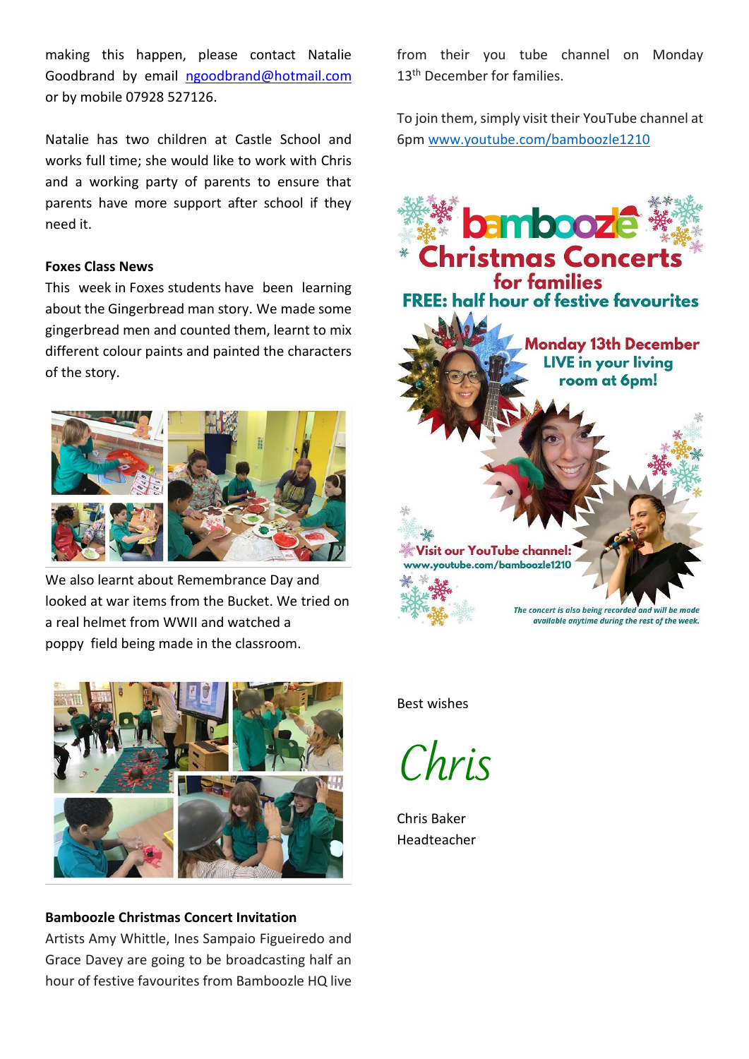making this happen, please contact Natalie Goodbrand by email ngoodbrand@hotmail.com or by mobile 07928 527126.

Natalie has two children at Castle School and works full time; she would like to work with Chris and a working party of parents to ensure that parents have more support after school if they need it.

**Foxes Class News**

This week in Foxes students have been learning about the Gingerbread man story. We made some gingerbread men and counted them, learnt to mix different colour paints and painted the characters of the story.

We also learnt about Remembrance Day and looked at war items from the Bucket. We tried on a real helmet from WWII and watched a poppy field being made in the classroom.

**Bamboozle Christmas Concert Invitation**

Artists Amy Whittle, Ines Sampaio Figueiredo and Grace Davey are going to be broadcasting half an hour of festive favourites from Bamboozle HQ live from their you tube channel on Monday 13th December for families.

To join them, simply visit their YouTube channel at 6pm www.youtube.com/bamboozle1210

Best wishes

*Chris*

Chris Baker
Headteacher